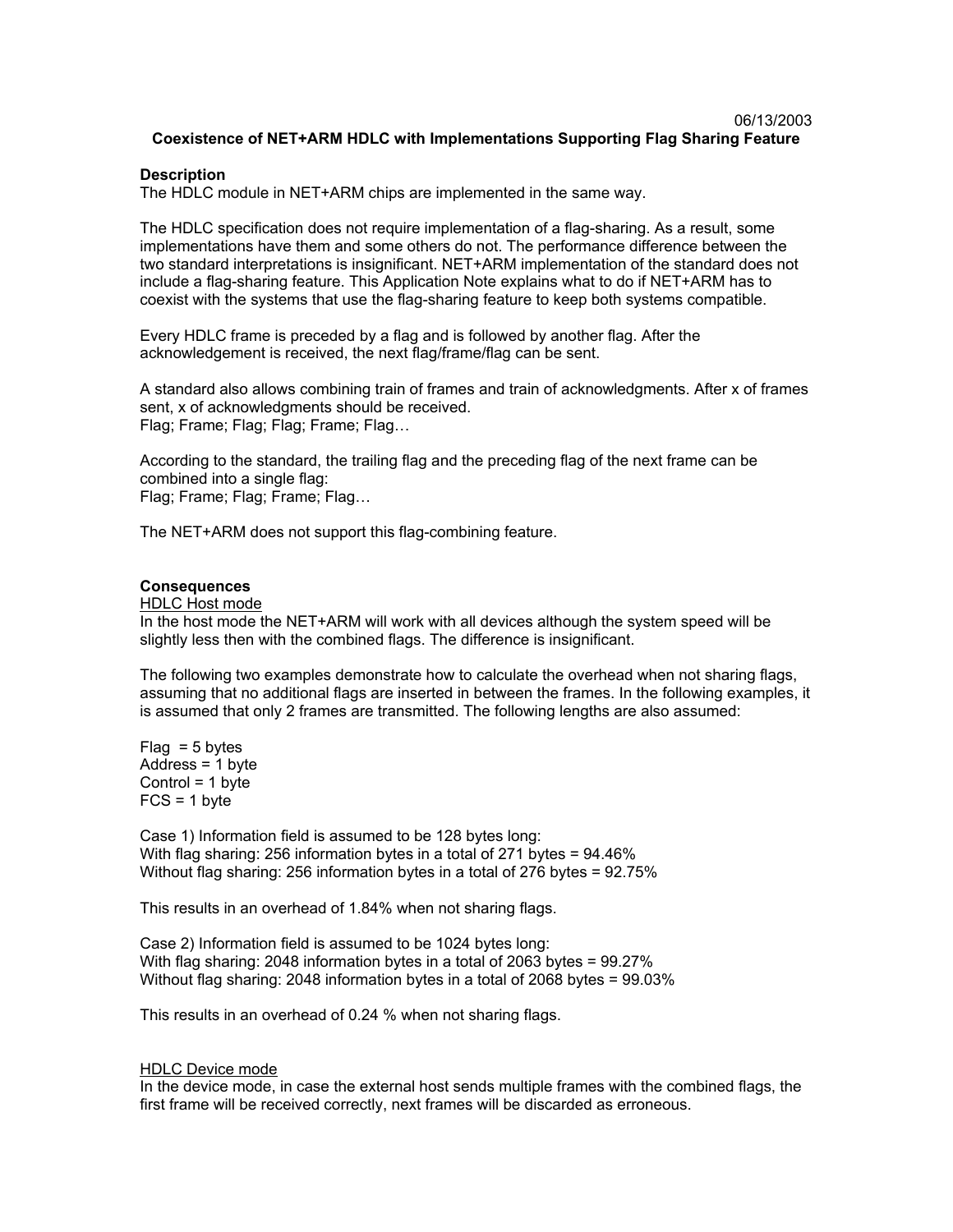06/13/2003

# Coexistence of NET+ARM HDLC with Implementations Supporting Flag Sharing Feature

**Description**

The HDLC module in NET+ARM chips are implemented in the same way.

The HDLC specification does not require implementation of a flag-sharing. As a result, some implementations have them and some others do not. The performance difference between the two standard interpretations is insignificant. NET+ARM implementation of the standard does not include a flag-sharing feature. This Application Note explains what to do if NET+ARM has to coexist with the systems that use the flag-sharing feature to keep both systems compatible.

Every HDLC frame is preceded by a flag and is followed by another flag. After the acknowledgement is received, the next flag/frame/flag can be sent.

A standard also allows combining train of frames and train of acknowledgments. After x of frames sent, x of acknowledgments should be received.
Flag; Frame; Flag; Flag; Frame; Flag…

According to the standard, the trailing flag and the preceding flag of the next frame can be combined into a single flag:
Flag; Frame; Flag; Frame; Flag…

The NET+ARM does not support this flag-combining feature.

**Consequences**

HDLC Host mode

In the host mode the NET+ARM will work with all devices although the system speed will be slightly less then with the combined flags. The difference is insignificant.

The following two examples demonstrate how to calculate the overhead when not sharing flags, assuming that no additional flags are inserted in between the frames. In the following examples, it is assumed that only 2 frames are transmitted. The following lengths are also assumed:

Flag = 5 bytes
Address = 1 byte
Control = 1 byte
FCS = 1 byte

Case 1) Information field is assumed to be 128 bytes long:
With flag sharing: 256 information bytes in a total of 271 bytes = 94.46%
Without flag sharing: 256 information bytes in a total of 276 bytes = 92.75%

This results in an overhead of 1.84% when not sharing flags.

Case 2) Information field is assumed to be 1024 bytes long:
With flag sharing: 2048 information bytes in a total of 2063 bytes = 99.27%
Without flag sharing: 2048 information bytes in a total of 2068 bytes = 99.03%

This results in an overhead of 0.24 % when not sharing flags.

HDLC Device mode

In the device mode, in case the external host sends multiple frames with the combined flags, the first frame will be received correctly, next frames will be discarded as erroneous.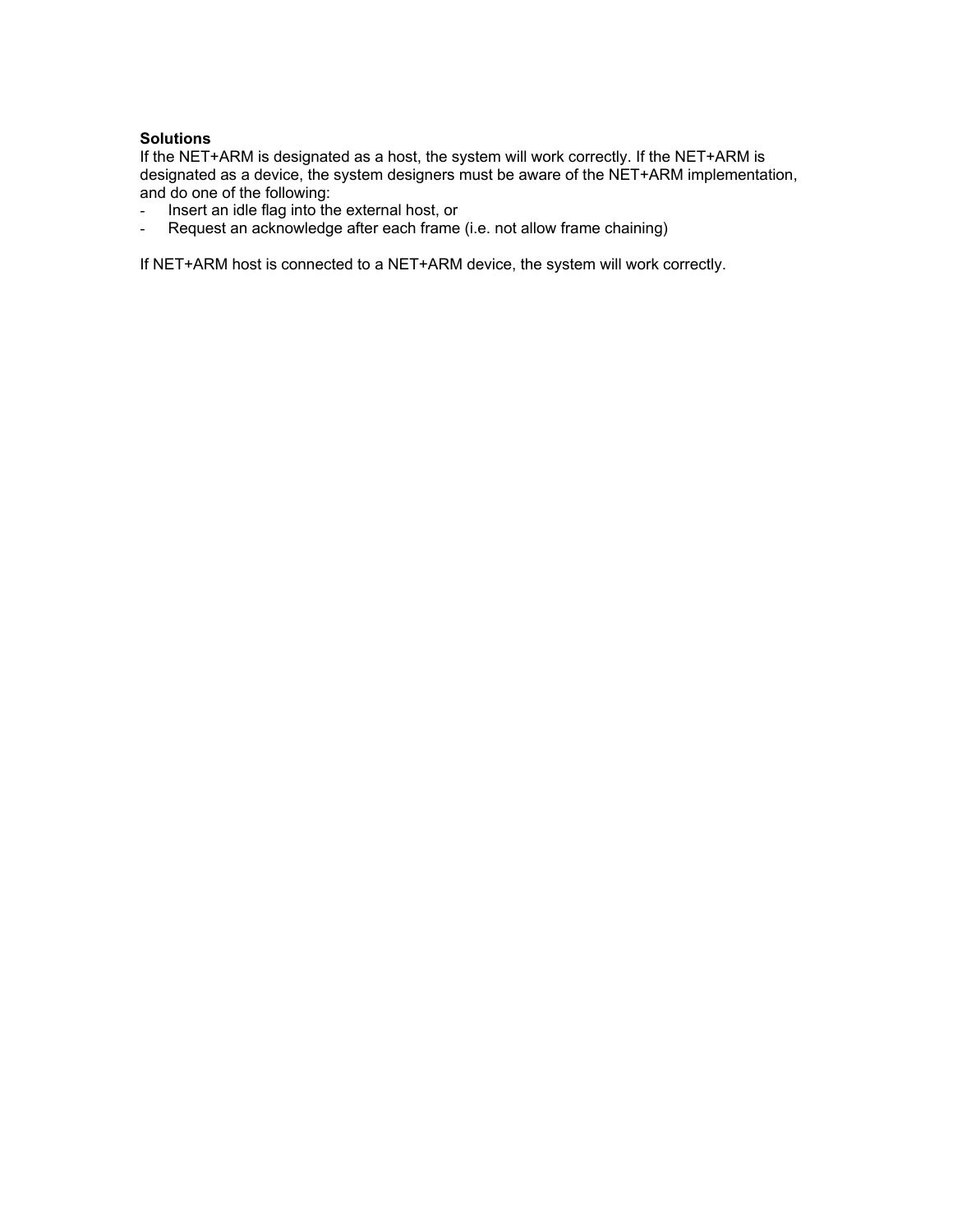**Solutions**

If the NET+ARM is designated as a host, the system will work correctly. If the NET+ARM is designated as a device, the system designers must be aware of the NET+ARM implementation, and do one of the following:

- Insert an idle flag into the external host, or
- Request an acknowledge after each frame (i.e. not allow frame chaining)

If NET+ARM host is connected to a NET+ARM device, the system will work correctly.